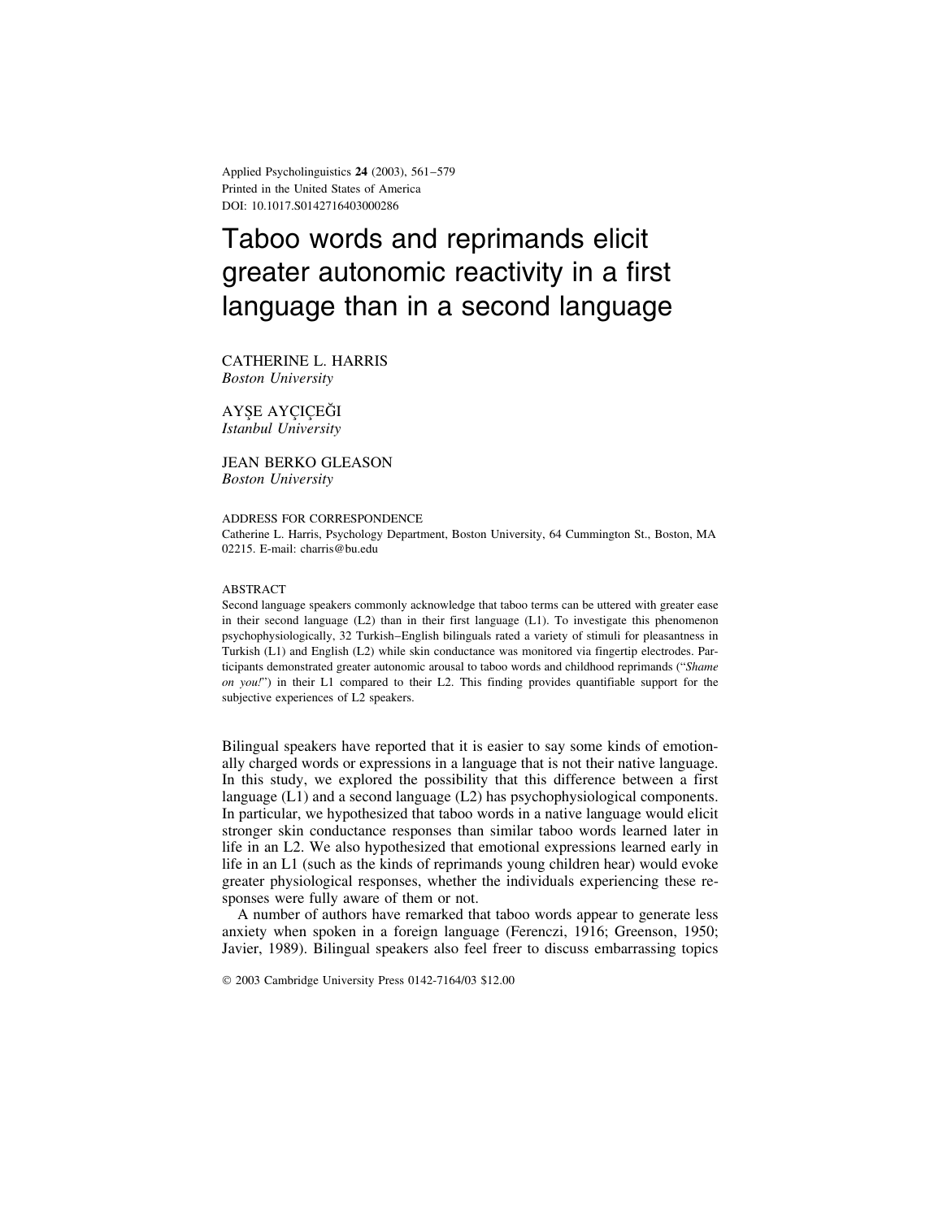Applied Psycholinguistics **24** (2003), 561–579
Printed in the United States of America
DOI: 10.1017.S0142716403000286

# Taboo words and reprimands elicit greater autonomic reactivity in a first language than in a second language

CATHERINE L. HARRIS
*Boston University*

AYŞE AYÇIÇEĞI
*Istanbul University*

JEAN BERKO GLEASON
*Boston University*

ADDRESS FOR CORRESPONDENCE
Catherine L. Harris, Psychology Department, Boston University, 64 Cummington St., Boston, MA 02215. E-mail: charris@bu.edu

ABSTRACT

Second language speakers commonly acknowledge that taboo terms can be uttered with greater ease in their second language (L2) than in their first language (L1). To investigate this phenomenon psychophysiologically, 32 Turkish–English bilinguals rated a variety of stimuli for pleasantness in Turkish (L1) and English (L2) while skin conductance was monitored via fingertip electrodes. Participants demonstrated greater autonomic arousal to taboo words and childhood reprimands ("*Shame on you!*") in their L1 compared to their L2. This finding provides quantifiable support for the subjective experiences of L2 speakers.

Bilingual speakers have reported that it is easier to say some kinds of emotionally charged words or expressions in a language that is not their native language. In this study, we explored the possibility that this difference between a first language (L1) and a second language (L2) has psychophysiological components. In particular, we hypothesized that taboo words in a native language would elicit stronger skin conductance responses than similar taboo words learned later in life in an L2. We also hypothesized that emotional expressions learned early in life in an L1 (such as the kinds of reprimands young children hear) would evoke greater physiological responses, whether the individuals experiencing these responses were fully aware of them or not.

A number of authors have remarked that taboo words appear to generate less anxiety when spoken in a foreign language (Ferenczi, 1916; Greenson, 1950; Javier, 1989). Bilingual speakers also feel freer to discuss embarrassing topics

© 2003 Cambridge University Press 0142-7164/03 $12.00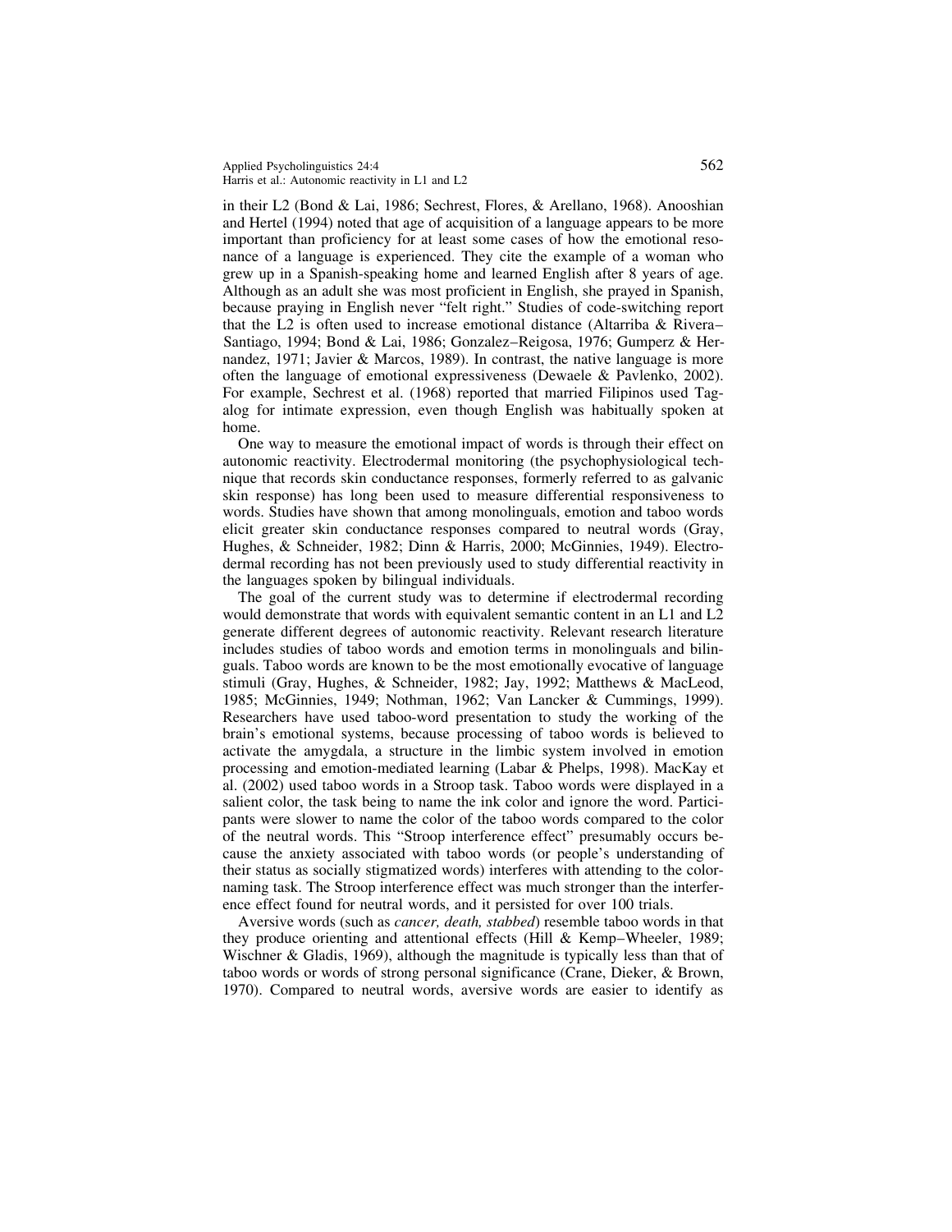in their L2 (Bond & Lai, 1986; Sechrest, Flores, & Arellano, 1968). Anooshian and Hertel (1994) noted that age of acquisition of a language appears to be more important than proficiency for at least some cases of how the emotional resonance of a language is experienced. They cite the example of a woman who grew up in a Spanish-speaking home and learned English after 8 years of age. Although as an adult she was most proficient in English, she prayed in Spanish, because praying in English never "felt right." Studies of code-switching report that the L2 is often used to increase emotional distance (Altarriba & Rivera–Santiago, 1994; Bond & Lai, 1986; Gonzalez–Reigosa, 1976; Gumperz & Hernandez, 1971; Javier & Marcos, 1989). In contrast, the native language is more often the language of emotional expressiveness (Dewaele & Pavlenko, 2002). For example, Sechrest et al. (1968) reported that married Filipinos used Tagalog for intimate expression, even though English was habitually spoken at home.

One way to measure the emotional impact of words is through their effect on autonomic reactivity. Electrodermal monitoring (the psychophysiological technique that records skin conductance responses, formerly referred to as galvanic skin response) has long been used to measure differential responsiveness to words. Studies have shown that among monolinguals, emotion and taboo words elicit greater skin conductance responses compared to neutral words (Gray, Hughes, & Schneider, 1982; Dinn & Harris, 2000; McGinnies, 1949). Electrodermal recording has not been previously used to study differential reactivity in the languages spoken by bilingual individuals.

The goal of the current study was to determine if electrodermal recording would demonstrate that words with equivalent semantic content in an L1 and L2 generate different degrees of autonomic reactivity. Relevant research literature includes studies of taboo words and emotion terms in monolinguals and bilinguals. Taboo words are known to be the most emotionally evocative of language stimuli (Gray, Hughes, & Schneider, 1982; Jay, 1992; Matthews & MacLeod, 1985; McGinnies, 1949; Nothman, 1962; Van Lancker & Cummings, 1999). Researchers have used taboo-word presentation to study the working of the brain's emotional systems, because processing of taboo words is believed to activate the amygdala, a structure in the limbic system involved in emotion processing and emotion-mediated learning (Labar & Phelps, 1998). MacKay et al. (2002) used taboo words in a Stroop task. Taboo words were displayed in a salient color, the task being to name the ink color and ignore the word. Participants were slower to name the color of the taboo words compared to the color of the neutral words. This "Stroop interference effect" presumably occurs because the anxiety associated with taboo words (or people's understanding of their status as socially stigmatized words) interferes with attending to the color-naming task. The Stroop interference effect was much stronger than the interference effect found for neutral words, and it persisted for over 100 trials.

Aversive words (such as *cancer, death, stabbed*) resemble taboo words in that they produce orienting and attentional effects (Hill & Kemp–Wheeler, 1989; Wischner & Gladis, 1969), although the magnitude is typically less than that of taboo words or words of strong personal significance (Crane, Dieker, & Brown, 1970). Compared to neutral words, aversive words are easier to identify as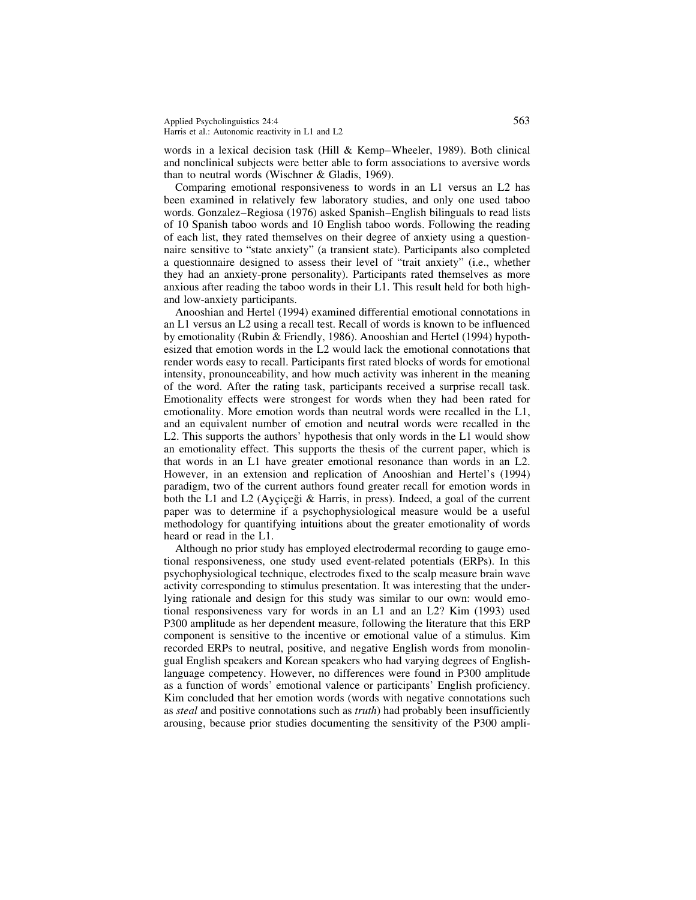words in a lexical decision task (Hill & Kemp–Wheeler, 1989). Both clinical and nonclinical subjects were better able to form associations to aversive words than to neutral words (Wischner & Gladis, 1969).

Comparing emotional responsiveness to words in an L1 versus an L2 has been examined in relatively few laboratory studies, and only one used taboo words. Gonzalez–Regiosa (1976) asked Spanish–English bilinguals to read lists of 10 Spanish taboo words and 10 English taboo words. Following the reading of each list, they rated themselves on their degree of anxiety using a questionnaire sensitive to "state anxiety" (a transient state). Participants also completed a questionnaire designed to assess their level of "trait anxiety" (i.e., whether they had an anxiety-prone personality). Participants rated themselves as more anxious after reading the taboo words in their L1. This result held for both high- and low-anxiety participants.

Anooshian and Hertel (1994) examined differential emotional connotations in an L1 versus an L2 using a recall test. Recall of words is known to be influenced by emotionality (Rubin & Friendly, 1986). Anooshian and Hertel (1994) hypothesized that emotion words in the L2 would lack the emotional connotations that render words easy to recall. Participants first rated blocks of words for emotional intensity, pronounceability, and how much activity was inherent in the meaning of the word. After the rating task, participants received a surprise recall task. Emotionality effects were strongest for words when they had been rated for emotionality. More emotion words than neutral words were recalled in the L1, and an equivalent number of emotion and neutral words were recalled in the L2. This supports the authors' hypothesis that only words in the L1 would show an emotionality effect. This supports the thesis of the current paper, which is that words in an L1 have greater emotional resonance than words in an L2. However, in an extension and replication of Anooshian and Hertel's (1994) paradigm, two of the current authors found greater recall for emotion words in both the L1 and L2 (Ayçiçeği & Harris, in press). Indeed, a goal of the current paper was to determine if a psychophysiological measure would be a useful methodology for quantifying intuitions about the greater emotionality of words heard or read in the L1.

Although no prior study has employed electrodermal recording to gauge emotional responsiveness, one study used event-related potentials (ERPs). In this psychophysiological technique, electrodes fixed to the scalp measure brain wave activity corresponding to stimulus presentation. It was interesting that the underlying rationale and design for this study was similar to our own: would emotional responsiveness vary for words in an L1 and an L2? Kim (1993) used P300 amplitude as her dependent measure, following the literature that this ERP component is sensitive to the incentive or emotional value of a stimulus. Kim recorded ERPs to neutral, positive, and negative English words from monolingual English speakers and Korean speakers who had varying degrees of English-language competency. However, no differences were found in P300 amplitude as a function of words' emotional valence or participants' English proficiency. Kim concluded that her emotion words (words with negative connotations such as *steal* and positive connotations such as *truth*) had probably been insufficiently arousing, because prior studies documenting the sensitivity of the P300 ampli-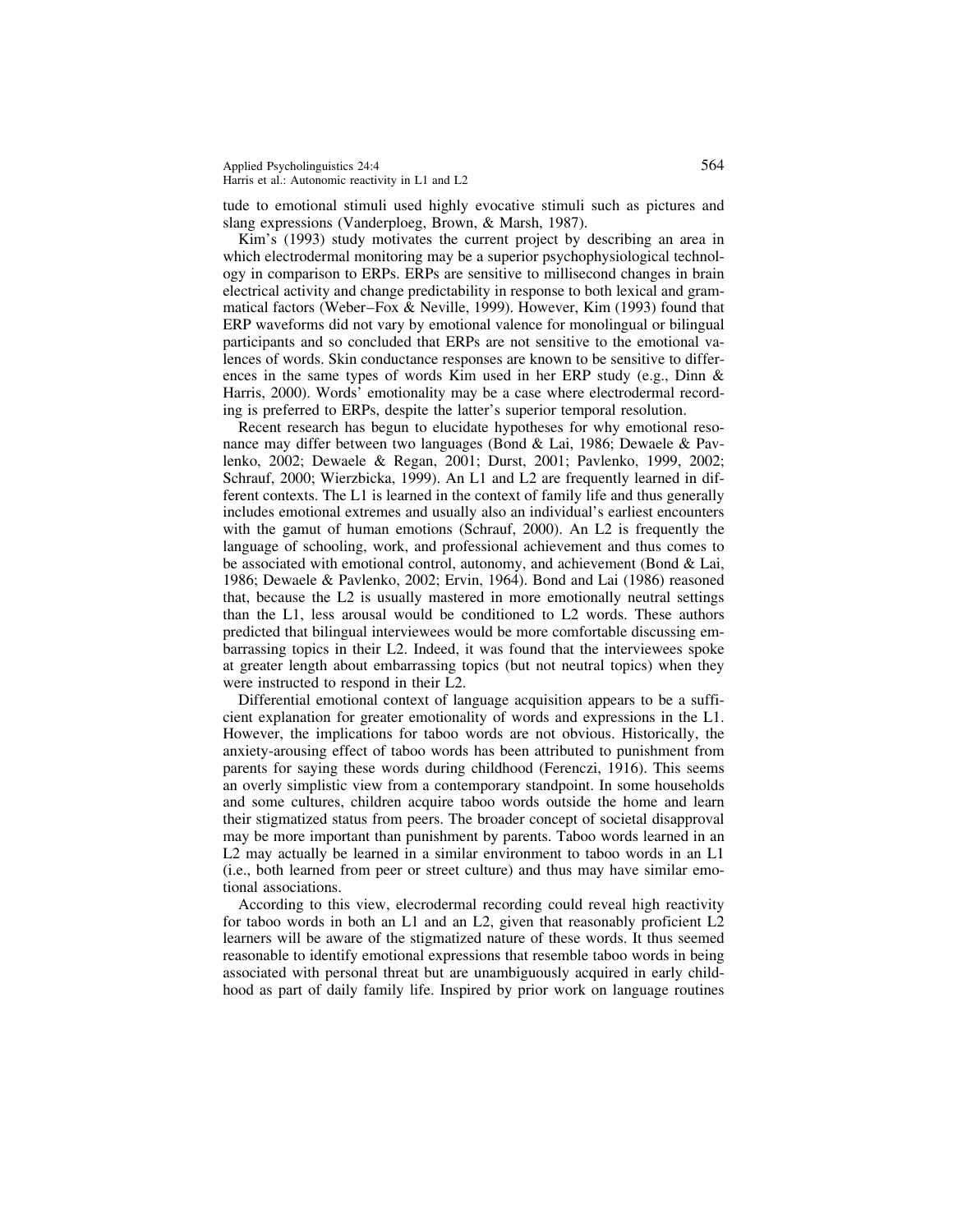tude to emotional stimuli used highly evocative stimuli such as pictures and slang expressions (Vanderploeg, Brown, & Marsh, 1987).

Kim's (1993) study motivates the current project by describing an area in which electrodermal monitoring may be a superior psychophysiological technology in comparison to ERPs. ERPs are sensitive to millisecond changes in brain electrical activity and change predictability in response to both lexical and grammatical factors (Weber–Fox & Neville, 1999). However, Kim (1993) found that ERP waveforms did not vary by emotional valence for monolingual or bilingual participants and so concluded that ERPs are not sensitive to the emotional valences of words. Skin conductance responses are known to be sensitive to differences in the same types of words Kim used in her ERP study (e.g., Dinn & Harris, 2000). Words' emotionality may be a case where electrodermal recording is preferred to ERPs, despite the latter's superior temporal resolution.

Recent research has begun to elucidate hypotheses for why emotional resonance may differ between two languages (Bond & Lai, 1986; Dewaele & Pavlenko, 2002; Dewaele & Regan, 2001; Durst, 2001; Pavlenko, 1999, 2002; Schrauf, 2000; Wierzbicka, 1999). An L1 and L2 are frequently learned in different contexts. The L1 is learned in the context of family life and thus generally includes emotional extremes and usually also an individual's earliest encounters with the gamut of human emotions (Schrauf, 2000). An L2 is frequently the language of schooling, work, and professional achievement and thus comes to be associated with emotional control, autonomy, and achievement (Bond & Lai, 1986; Dewaele & Pavlenko, 2002; Ervin, 1964). Bond and Lai (1986) reasoned that, because the L2 is usually mastered in more emotionally neutral settings than the L1, less arousal would be conditioned to L2 words. These authors predicted that bilingual interviewees would be more comfortable discussing embarrassing topics in their L2. Indeed, it was found that the interviewees spoke at greater length about embarrassing topics (but not neutral topics) when they were instructed to respond in their L2.

Differential emotional context of language acquisition appears to be a sufficient explanation for greater emotionality of words and expressions in the L1. However, the implications for taboo words are not obvious. Historically, the anxiety-arousing effect of taboo words has been attributed to punishment from parents for saying these words during childhood (Ferenczi, 1916). This seems an overly simplistic view from a contemporary standpoint. In some households and some cultures, children acquire taboo words outside the home and learn their stigmatized status from peers. The broader concept of societal disapproval may be more important than punishment by parents. Taboo words learned in an L2 may actually be learned in a similar environment to taboo words in an L1 (i.e., both learned from peer or street culture) and thus may have similar emotional associations.

According to this view, elecrodermal recording could reveal high reactivity for taboo words in both an L1 and an L2, given that reasonably proficient L2 learners will be aware of the stigmatized nature of these words. It thus seemed reasonable to identify emotional expressions that resemble taboo words in being associated with personal threat but are unambiguously acquired in early childhood as part of daily family life. Inspired by prior work on language routines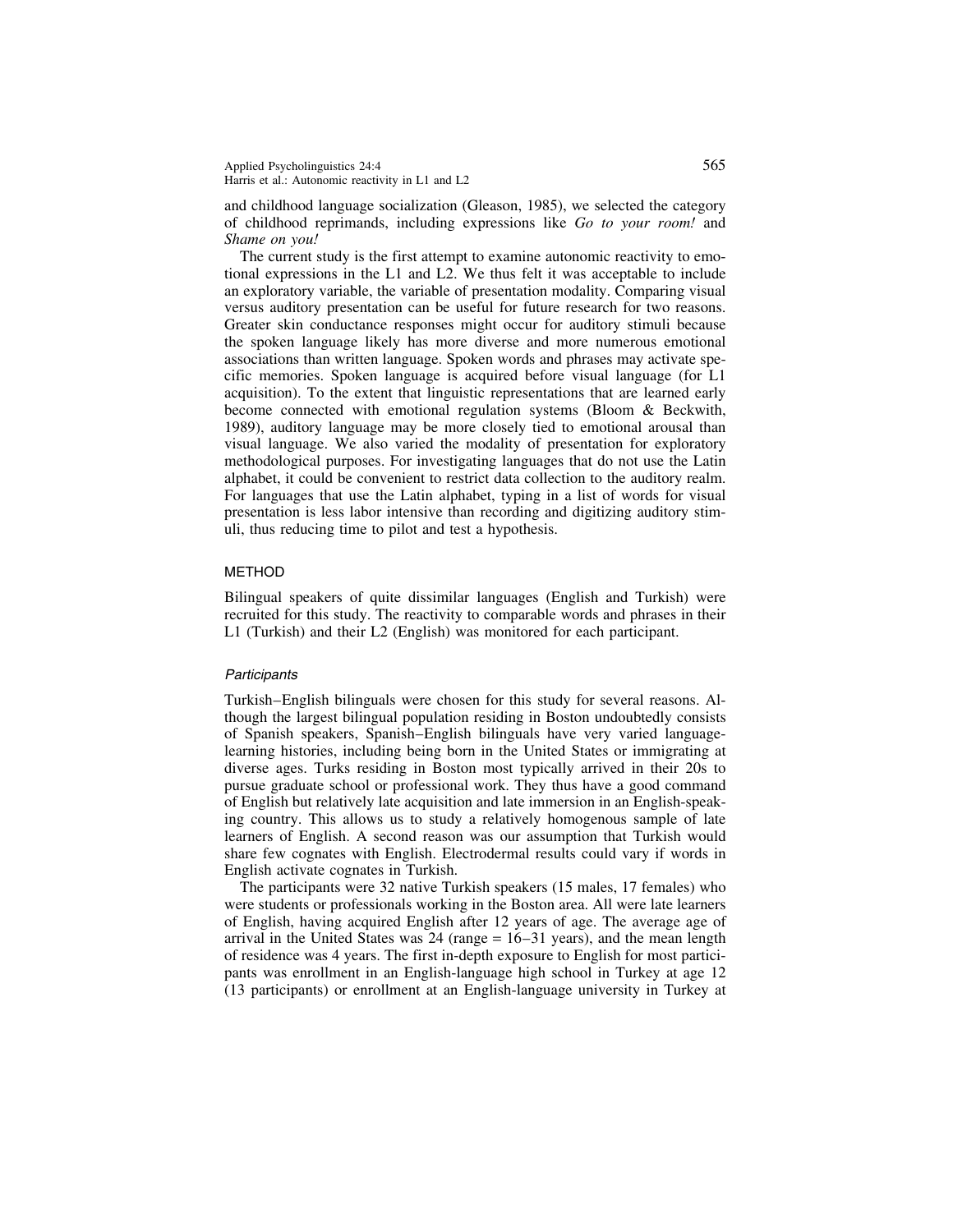and childhood language socialization (Gleason, 1985), we selected the category of childhood reprimands, including expressions like *Go to your room!* and *Shame on you!*

The current study is the first attempt to examine autonomic reactivity to emotional expressions in the L1 and L2. We thus felt it was acceptable to include an exploratory variable, the variable of presentation modality. Comparing visual versus auditory presentation can be useful for future research for two reasons. Greater skin conductance responses might occur for auditory stimuli because the spoken language likely has more diverse and more numerous emotional associations than written language. Spoken words and phrases may activate specific memories. Spoken language is acquired before visual language (for L1 acquisition). To the extent that linguistic representations that are learned early become connected with emotional regulation systems (Bloom & Beckwith, 1989), auditory language may be more closely tied to emotional arousal than visual language. We also varied the modality of presentation for exploratory methodological purposes. For investigating languages that do not use the Latin alphabet, it could be convenient to restrict data collection to the auditory realm. For languages that use the Latin alphabet, typing in a list of words for visual presentation is less labor intensive than recording and digitizing auditory stimuli, thus reducing time to pilot and test a hypothesis.

## METHOD

Bilingual speakers of quite dissimilar languages (English and Turkish) were recruited for this study. The reactivity to comparable words and phrases in their L1 (Turkish) and their L2 (English) was monitored for each participant.

### *Participants*

Turkish–English bilinguals were chosen for this study for several reasons. Although the largest bilingual population residing in Boston undoubtedly consists of Spanish speakers, Spanish–English bilinguals have very varied language-learning histories, including being born in the United States or immigrating at diverse ages. Turks residing in Boston most typically arrived in their 20s to pursue graduate school or professional work. They thus have a good command of English but relatively late acquisition and late immersion in an English-speaking country. This allows us to study a relatively homogenous sample of late learners of English. A second reason was our assumption that Turkish would share few cognates with English. Electrodermal results could vary if words in English activate cognates in Turkish.

The participants were 32 native Turkish speakers (15 males, 17 females) who were students or professionals working in the Boston area. All were late learners of English, having acquired English after 12 years of age. The average age of arrival in the United States was 24 (range = 16–31 years), and the mean length of residence was 4 years. The first in-depth exposure to English for most participants was enrollment in an English-language high school in Turkey at age 12 (13 participants) or enrollment at an English-language university in Turkey at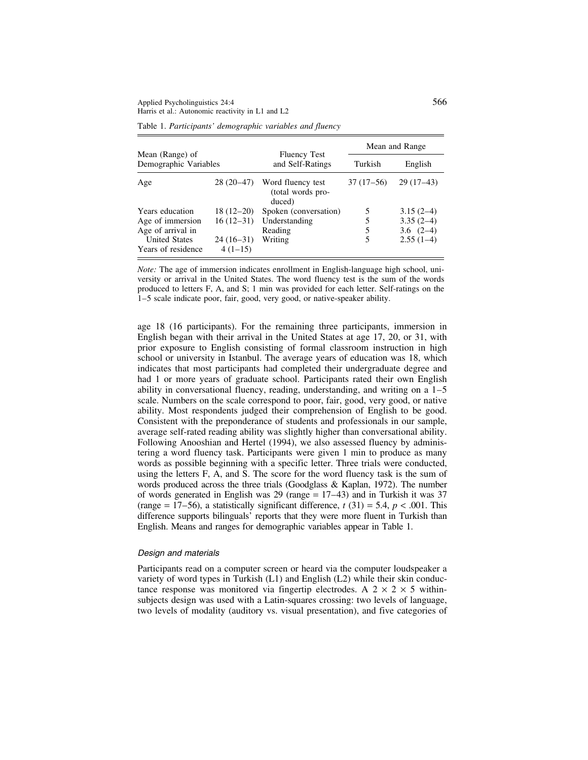Table 1. *Participants' demographic variables and fluency*

| Mean (Range) of Demographic Variables | | Fluency Test and Self-Ratings | Mean and Range | |
|---|---|---|---|---|
| | | | Turkish | English |
| Age | 28 (20–47) | Word fluency test (total words produced) | 37 (17–56) | 29 (17–43) |
| Years education | 18 (12–20) | Spoken (conversation) | 5 | 3.15 (2–4) |
| Age of immersion | 16 (12–31) | Understanding | 5 | 3.35 (2–4) |
| Age of arrival in United States | 24 (16–31) | Reading | 5 | 3.6 (2–4) |
| Years of residence | 4 (1–15) | Writing | 5 | 2.55 (1–4) |

*Note:* The age of immersion indicates enrollment in English-language high school, university or arrival in the United States. The word fluency test is the sum of the words produced to letters F, A, and S; 1 min was provided for each letter. Self-ratings on the 1–5 scale indicate poor, fair, good, very good, or native-speaker ability.

age 18 (16 participants). For the remaining three participants, immersion in English began with their arrival in the United States at age 17, 20, or 31, with prior exposure to English consisting of formal classroom instruction in high school or university in Istanbul. The average years of education was 18, which indicates that most participants had completed their undergraduate degree and had 1 or more years of graduate school. Participants rated their own English ability in conversational fluency, reading, understanding, and writing on a 1–5 scale. Numbers on the scale correspond to poor, fair, good, very good, or native ability. Most respondents judged their comprehension of English to be good. Consistent with the preponderance of students and professionals in our sample, average self-rated reading ability was slightly higher than conversational ability. Following Anooshian and Hertel (1994), we also assessed fluency by administering a word fluency task. Participants were given 1 min to produce as many words as possible beginning with a specific letter. Three trials were conducted, using the letters F, A, and S. The score for the word fluency task is the sum of words produced across the three trials (Goodglass & Kaplan, 1972). The number of words generated in English was 29 (range = 17–43) and in Turkish it was 37 (range = 17–56), a statistically significant difference, $t\ (31) = 5.4$, $p < .001$. This difference supports bilinguals' reports that they were more fluent in Turkish than English. Means and ranges for demographic variables appear in Table 1.

#### *Design and materials*

Participants read on a computer screen or heard via the computer loudspeaker a variety of word types in Turkish (L1) and English (L2) while their skin conductance response was monitored via fingertip electrodes. A $2 \times 2 \times 5$ within-subjects design was used with a Latin-squares crossing: two levels of language, two levels of modality (auditory vs. visual presentation), and five categories of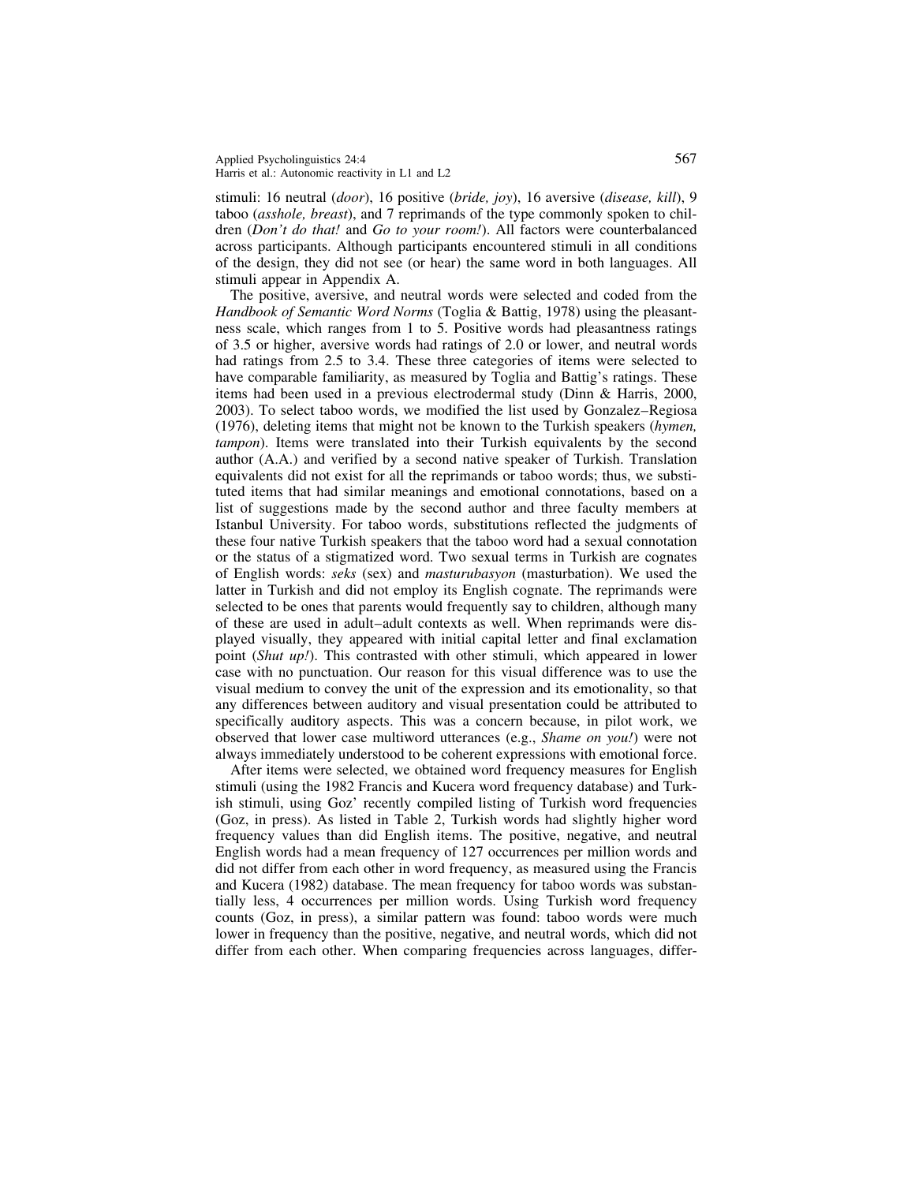stimuli: 16 neutral (*door*), 16 positive (*bride, joy*), 16 aversive (*disease, kill*), 9 taboo (*asshole, breast*), and 7 reprimands of the type commonly spoken to children (*Don't do that!* and *Go to your room!*). All factors were counterbalanced across participants. Although participants encountered stimuli in all conditions of the design, they did not see (or hear) the same word in both languages. All stimuli appear in Appendix A.

The positive, aversive, and neutral words were selected and coded from the *Handbook of Semantic Word Norms* (Toglia & Battig, 1978) using the pleasantness scale, which ranges from 1 to 5. Positive words had pleasantness ratings of 3.5 or higher, aversive words had ratings of 2.0 or lower, and neutral words had ratings from 2.5 to 3.4. These three categories of items were selected to have comparable familiarity, as measured by Toglia and Battig's ratings. These items had been used in a previous electrodermal study (Dinn & Harris, 2000, 2003). To select taboo words, we modified the list used by Gonzalez–Regiosa (1976), deleting items that might not be known to the Turkish speakers (*hymen, tampon*). Items were translated into their Turkish equivalents by the second author (A.A.) and verified by a second native speaker of Turkish. Translation equivalents did not exist for all the reprimands or taboo words; thus, we substituted items that had similar meanings and emotional connotations, based on a list of suggestions made by the second author and three faculty members at Istanbul University. For taboo words, substitutions reflected the judgments of these four native Turkish speakers that the taboo word had a sexual connotation or the status of a stigmatized word. Two sexual terms in Turkish are cognates of English words: *seks* (sex) and *masturubasyon* (masturbation). We used the latter in Turkish and did not employ its English cognate. The reprimands were selected to be ones that parents would frequently say to children, although many of these are used in adult–adult contexts as well. When reprimands were displayed visually, they appeared with initial capital letter and final exclamation point (*Shut up!*). This contrasted with other stimuli, which appeared in lower case with no punctuation. Our reason for this visual difference was to use the visual medium to convey the unit of the expression and its emotionality, so that any differences between auditory and visual presentation could be attributed to specifically auditory aspects. This was a concern because, in pilot work, we observed that lower case multiword utterances (e.g., *Shame on you!*) were not always immediately understood to be coherent expressions with emotional force.

After items were selected, we obtained word frequency measures for English stimuli (using the 1982 Francis and Kucera word frequency database) and Turkish stimuli, using Goz' recently compiled listing of Turkish word frequencies (Goz, in press). As listed in Table 2, Turkish words had slightly higher word frequency values than did English items. The positive, negative, and neutral English words had a mean frequency of 127 occurrences per million words and did not differ from each other in word frequency, as measured using the Francis and Kucera (1982) database. The mean frequency for taboo words was substantially less, 4 occurrences per million words. Using Turkish word frequency counts (Goz, in press), a similar pattern was found: taboo words were much lower in frequency than the positive, negative, and neutral words, which did not differ from each other. When comparing frequencies across languages, differ-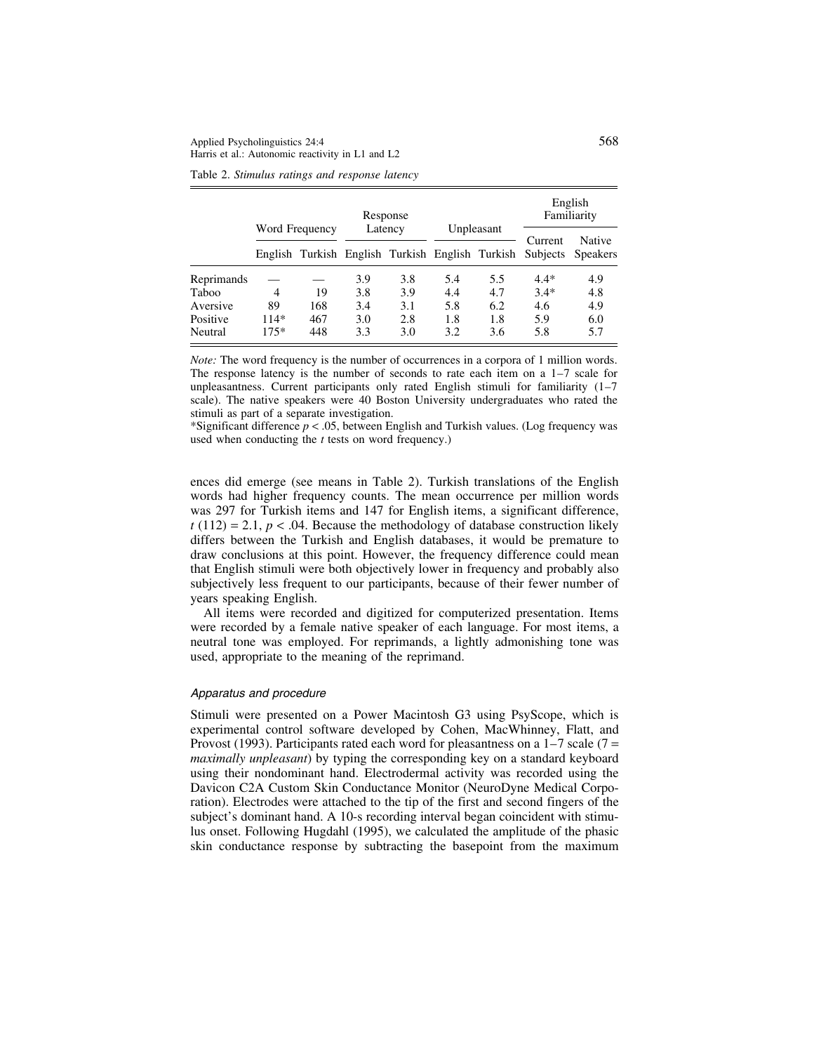Table 2. *Stimulus ratings and response latency*

| | Word Frequency | | Response Latency | | Unpleasant | | English Familiarity | |
|---|---|---|---|---|---|---|---|---|
| | English | Turkish | English | Turkish | English | Turkish | Current Subjects | Native Speakers |
| Reprimands | — | — | 3.9 | 3.8 | 5.4 | 5.5 | 4.4* | 4.9 |
| Taboo | 4 | 19 | 3.8 | 3.9 | 4.4 | 4.7 | 3.4* | 4.8 |
| Aversive | 89 | 168 | 3.4 | 3.1 | 5.8 | 6.2 | 4.6 | 4.9 |
| Positive | 114* | 467 | 3.0 | 2.8 | 1.8 | 1.8 | 5.9 | 6.0 |
| Neutral | 175* | 448 | 3.3 | 3.0 | 3.2 | 3.6 | 5.8 | 5.7 |

*Note:* The word frequency is the number of occurrences in a corpora of 1 million words. The response latency is the number of seconds to rate each item on a 1–7 scale for unpleasantness. Current participants only rated English stimuli for familiarity (1–7 scale). The native speakers were 40 Boston University undergraduates who rated the stimuli as part of a separate investigation.
*Significant difference $p < .05$, between English and Turkish values. (Log frequency was used when conducting the *t* tests on word frequency.)

ences did emerge (see means in Table 2). Turkish translations of the English words had higher frequency counts. The mean occurrence per million words was 297 for Turkish items and 147 for English items, a significant difference, $t\ (112) = 2.1$, $p < .04$. Because the methodology of database construction likely differs between the Turkish and English databases, it would be premature to draw conclusions at this point. However, the frequency difference could mean that English stimuli were both objectively lower in frequency and probably also subjectively less frequent to our participants, because of their fewer number of years speaking English.

All items were recorded and digitized for computerized presentation. Items were recorded by a female native speaker of each language. For most items, a neutral tone was employed. For reprimands, a lightly admonishing tone was used, appropriate to the meaning of the reprimand.

### *Apparatus and procedure*

Stimuli were presented on a Power Macintosh G3 using PsyScope, which is experimental control software developed by Cohen, MacWhinney, Flatt, and Provost (1993). Participants rated each word for pleasantness on a 1–7 scale (7 = *maximally unpleasant*) by typing the corresponding key on a standard keyboard using their nondominant hand. Electrodermal activity was recorded using the Davicon C2A Custom Skin Conductance Monitor (NeuroDyne Medical Corporation). Electrodes were attached to the tip of the first and second fingers of the subject's dominant hand. A 10-s recording interval began coincident with stimulus onset. Following Hugdahl (1995), we calculated the amplitude of the phasic skin conductance response by subtracting the basepoint from the maximum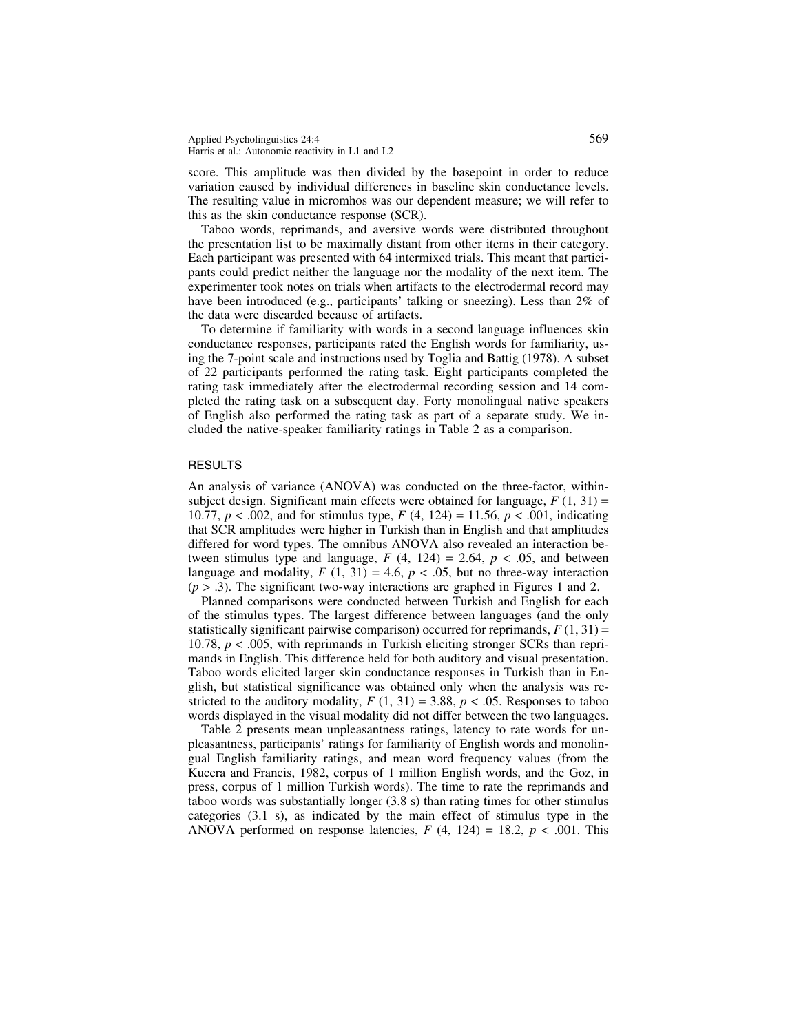score. This amplitude was then divided by the basepoint in order to reduce variation caused by individual differences in baseline skin conductance levels. The resulting value in micromhos was our dependent measure; we will refer to this as the skin conductance response (SCR).

Taboo words, reprimands, and aversive words were distributed throughout the presentation list to be maximally distant from other items in their category. Each participant was presented with 64 intermixed trials. This meant that participants could predict neither the language nor the modality of the next item. The experimenter took notes on trials when artifacts to the electrodermal record may have been introduced (e.g., participants' talking or sneezing). Less than 2% of the data were discarded because of artifacts.

To determine if familiarity with words in a second language influences skin conductance responses, participants rated the English words for familiarity, using the 7-point scale and instructions used by Toglia and Battig (1978). A subset of 22 participants performed the rating task. Eight participants completed the rating task immediately after the electrodermal recording session and 14 completed the rating task on a subsequent day. Forty monolingual native speakers of English also performed the rating task as part of a separate study. We included the native-speaker familiarity ratings in Table 2 as a comparison.

## RESULTS

An analysis of variance (ANOVA) was conducted on the three-factor, within-subject design. Significant main effects were obtained for language, $F(1, 31) = 10.77$, $p < .002$, and for stimulus type, $F(4, 124) = 11.56$, $p < .001$, indicating that SCR amplitudes were higher in Turkish than in English and that amplitudes differed for word types. The omnibus ANOVA also revealed an interaction between stimulus type and language, $F(4, 124) = 2.64$, $p < .05$, and between language and modality, $F(1, 31) = 4.6$, $p < .05$, but no three-way interaction ($p > .3$). The significant two-way interactions are graphed in Figures 1 and 2.

Planned comparisons were conducted between Turkish and English for each of the stimulus types. The largest difference between languages (and the only statistically significant pairwise comparison) occurred for reprimands, $F(1, 31) = 10.78$, $p < .005$, with reprimands in Turkish eliciting stronger SCRs than reprimands in English. This difference held for both auditory and visual presentation. Taboo words elicited larger skin conductance responses in Turkish than in English, but statistical significance was obtained only when the analysis was restricted to the auditory modality, $F(1, 31) = 3.88$, $p < .05$. Responses to taboo words displayed in the visual modality did not differ between the two languages.

Table 2 presents mean unpleasantness ratings, latency to rate words for unpleasantness, participants' ratings for familiarity of English words and monolingual English familiarity ratings, and mean word frequency values (from the Kucera and Francis, 1982, corpus of 1 million English words, and the Goz, in press, corpus of 1 million Turkish words). The time to rate the reprimands and taboo words was substantially longer (3.8 s) than rating times for other stimulus categories (3.1 s), as indicated by the main effect of stimulus type in the ANOVA performed on response latencies, $F(4, 124) = 18.2$, $p < .001$. This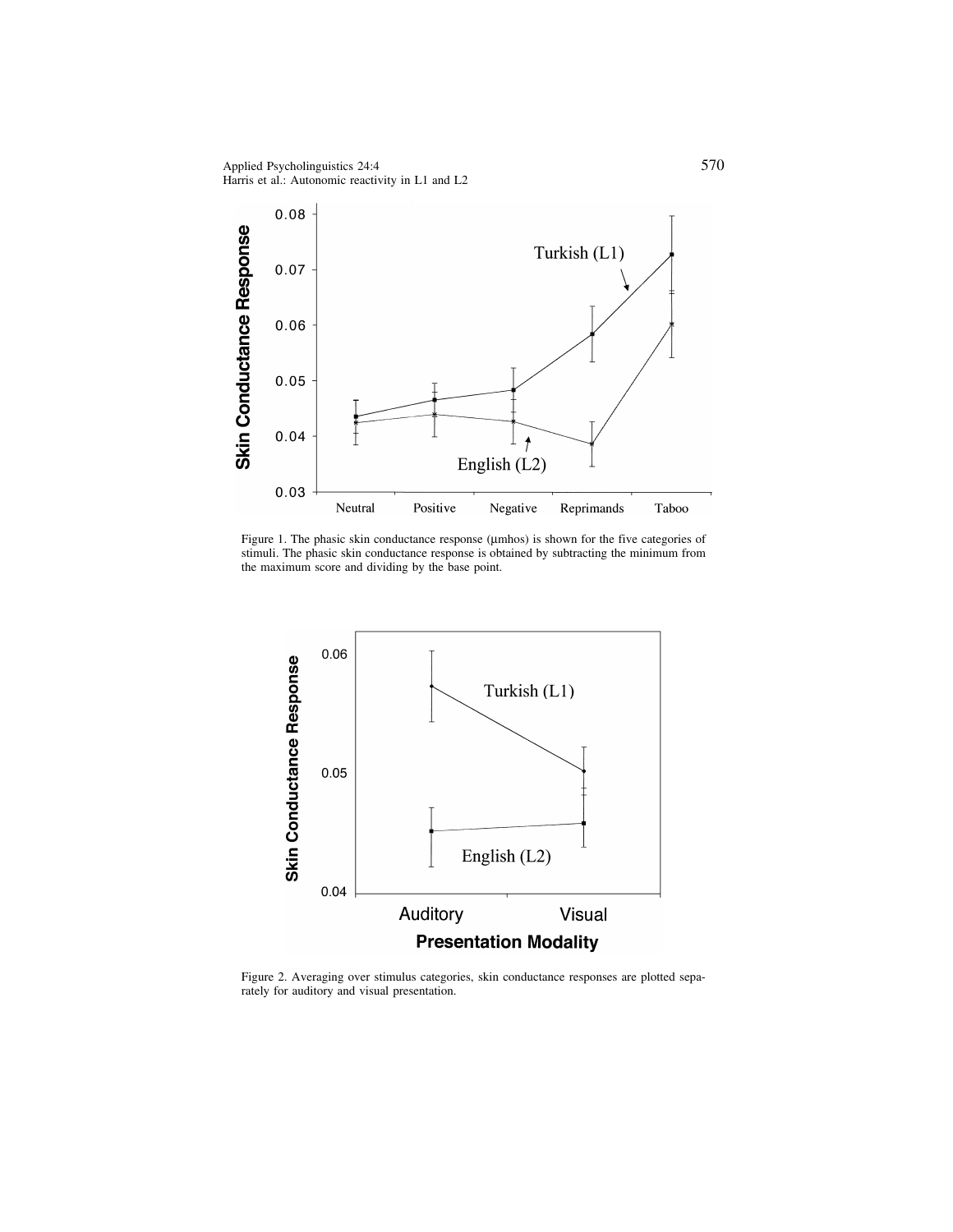Figure 1. The phasic skin conductance response (μmhos) is shown for the five categories of stimuli. The phasic skin conductance response is obtained by subtracting the minimum from the maximum score and dividing by the base point.

Figure 2. Averaging over stimulus categories, skin conductance responses are plotted separately for auditory and visual presentation.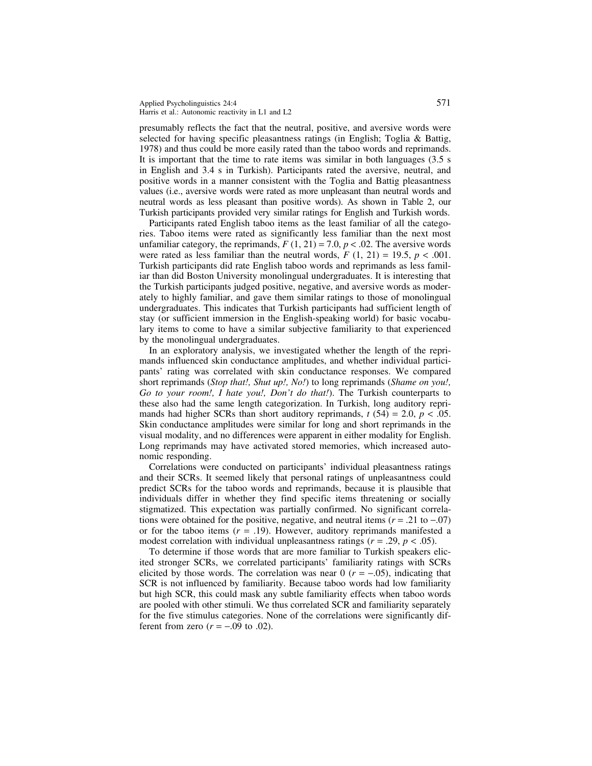presumably reflects the fact that the neutral, positive, and aversive words were selected for having specific pleasantness ratings (in English; Toglia & Battig, 1978) and thus could be more easily rated than the taboo words and reprimands. It is important that the time to rate items was similar in both languages (3.5 s in English and 3.4 s in Turkish). Participants rated the aversive, neutral, and positive words in a manner consistent with the Toglia and Battig pleasantness values (i.e., aversive words were rated as more unpleasant than neutral words and neutral words as less pleasant than positive words). As shown in Table 2, our Turkish participants provided very similar ratings for English and Turkish words.

Participants rated English taboo items as the least familiar of all the categories. Taboo items were rated as significantly less familiar than the next most unfamiliar category, the reprimands, $F(1, 21) = 7.0$, $p < .02$. The aversive words were rated as less familiar than the neutral words, $F(1, 21) = 19.5$, $p < .001$. Turkish participants did rate English taboo words and reprimands as less familiar than did Boston University monolingual undergraduates. It is interesting that the Turkish participants judged positive, negative, and aversive words as moderately to highly familiar, and gave them similar ratings to those of monolingual undergraduates. This indicates that Turkish participants had sufficient length of stay (or sufficient immersion in the English-speaking world) for basic vocabulary items to come to have a similar subjective familiarity to that experienced by the monolingual undergraduates.

In an exploratory analysis, we investigated whether the length of the reprimands influenced skin conductance amplitudes, and whether individual participants' rating was correlated with skin conductance responses. We compared short reprimands (*Stop that!, Shut up!, No!*) to long reprimands (*Shame on you!, Go to your room!, I hate you!, Don't do that!*). The Turkish counterparts to these also had the same length categorization. In Turkish, long auditory reprimands had higher SCRs than short auditory reprimands, $t(54) = 2.0$, $p < .05$. Skin conductance amplitudes were similar for long and short reprimands in the visual modality, and no differences were apparent in either modality for English. Long reprimands may have activated stored memories, which increased autonomic responding.

Correlations were conducted on participants' individual pleasantness ratings and their SCRs. It seemed likely that personal ratings of unpleasantness could predict SCRs for the taboo words and reprimands, because it is plausible that individuals differ in whether they find specific items threatening or socially stigmatized. This expectation was partially confirmed. No significant correlations were obtained for the positive, negative, and neutral items ($r = .21$ to $-.07$) or for the taboo items ($r = .19$). However, auditory reprimands manifested a modest correlation with individual unpleasantness ratings ($r = .29$, $p < .05$).

To determine if those words that are more familiar to Turkish speakers elicited stronger SCRs, we correlated participants' familiarity ratings with SCRs elicited by those words. The correlation was near 0 ($r = -.05$), indicating that SCR is not influenced by familiarity. Because taboo words had low familiarity but high SCR, this could mask any subtle familiarity effects when taboo words are pooled with other stimuli. We thus correlated SCR and familiarity separately for the five stimulus categories. None of the correlations were significantly different from zero ($r = -.09$ to $.02$).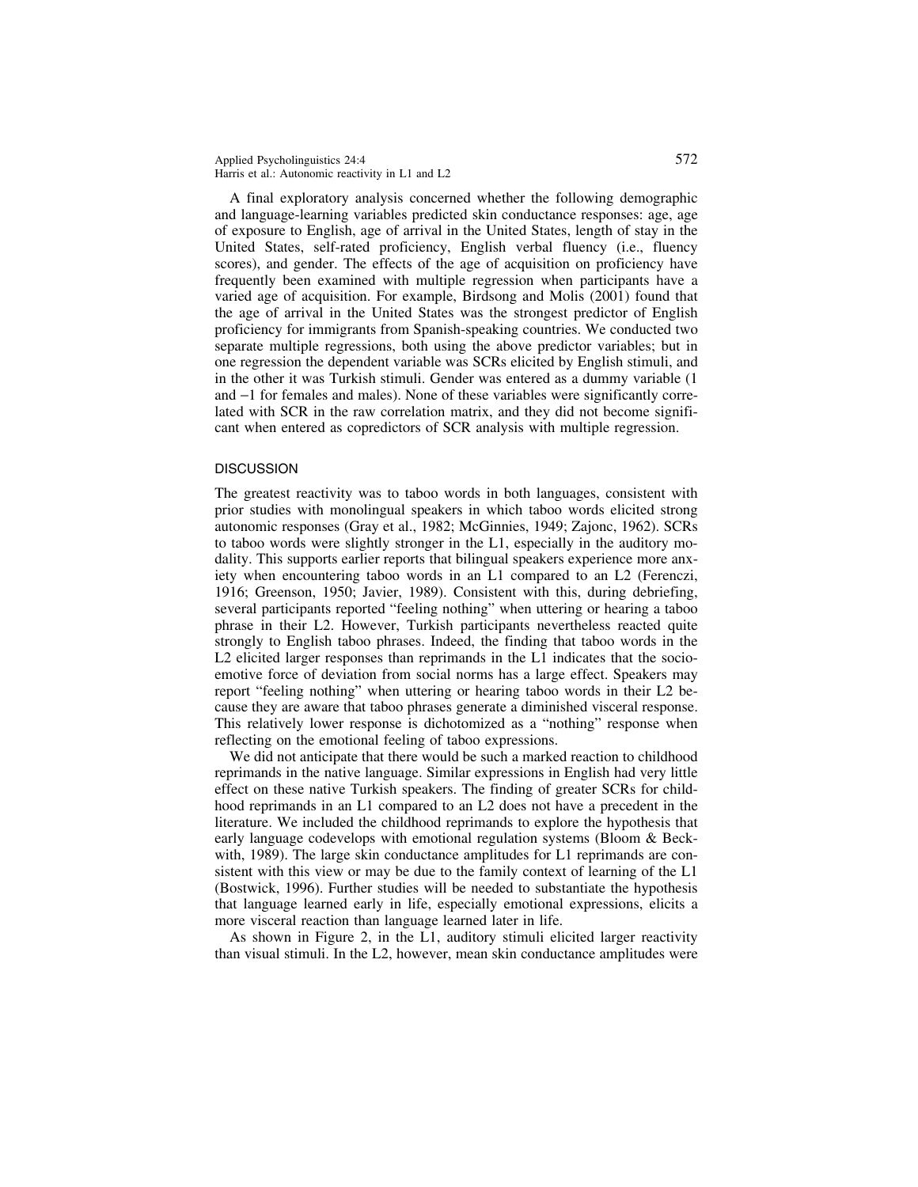A final exploratory analysis concerned whether the following demographic and language-learning variables predicted skin conductance responses: age, age of exposure to English, age of arrival in the United States, length of stay in the United States, self-rated proficiency, English verbal fluency (i.e., fluency scores), and gender. The effects of the age of acquisition on proficiency have frequently been examined with multiple regression when participants have a varied age of acquisition. For example, Birdsong and Molis (2001) found that the age of arrival in the United States was the strongest predictor of English proficiency for immigrants from Spanish-speaking countries. We conducted two separate multiple regressions, both using the above predictor variables; but in one regression the dependent variable was SCRs elicited by English stimuli, and in the other it was Turkish stimuli. Gender was entered as a dummy variable (1 and −1 for females and males). None of these variables were significantly correlated with SCR in the raw correlation matrix, and they did not become significant when entered as copredictors of SCR analysis with multiple regression.

## DISCUSSION

The greatest reactivity was to taboo words in both languages, consistent with prior studies with monolingual speakers in which taboo words elicited strong autonomic responses (Gray et al., 1982; McGinnies, 1949; Zajonc, 1962). SCRs to taboo words were slightly stronger in the L1, especially in the auditory modality. This supports earlier reports that bilingual speakers experience more anxiety when encountering taboo words in an L1 compared to an L2 (Ferenczi, 1916; Greenson, 1950; Javier, 1989). Consistent with this, during debriefing, several participants reported "feeling nothing" when uttering or hearing a taboo phrase in their L2. However, Turkish participants nevertheless reacted quite strongly to English taboo phrases. Indeed, the finding that taboo words in the L2 elicited larger responses than reprimands in the L1 indicates that the socioemotive force of deviation from social norms has a large effect. Speakers may report "feeling nothing" when uttering or hearing taboo words in their L2 because they are aware that taboo phrases generate a diminished visceral response. This relatively lower response is dichotomized as a "nothing" response when reflecting on the emotional feeling of taboo expressions.

We did not anticipate that there would be such a marked reaction to childhood reprimands in the native language. Similar expressions in English had very little effect on these native Turkish speakers. The finding of greater SCRs for childhood reprimands in an L1 compared to an L2 does not have a precedent in the literature. We included the childhood reprimands to explore the hypothesis that early language codevelops with emotional regulation systems (Bloom & Beckwith, 1989). The large skin conductance amplitudes for L1 reprimands are consistent with this view or may be due to the family context of learning of the L1 (Bostwick, 1996). Further studies will be needed to substantiate the hypothesis that language learned early in life, especially emotional expressions, elicits a more visceral reaction than language learned later in life.

As shown in Figure 2, in the L1, auditory stimuli elicited larger reactivity than visual stimuli. In the L2, however, mean skin conductance amplitudes were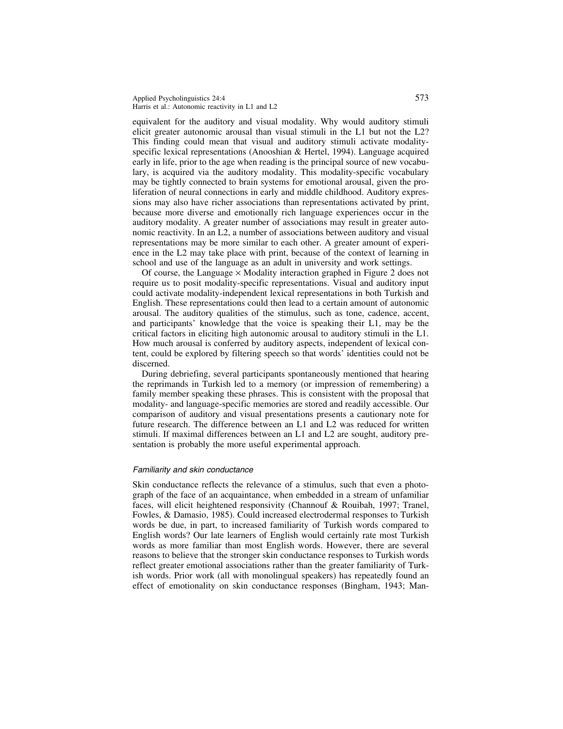equivalent for the auditory and visual modality. Why would auditory stimuli elicit greater autonomic arousal than visual stimuli in the L1 but not the L2? This finding could mean that visual and auditory stimuli activate modality-specific lexical representations (Anooshian & Hertel, 1994). Language acquired early in life, prior to the age when reading is the principal source of new vocabulary, is acquired via the auditory modality. This modality-specific vocabulary may be tightly connected to brain systems for emotional arousal, given the proliferation of neural connections in early and middle childhood. Auditory expressions may also have richer associations than representations activated by print, because more diverse and emotionally rich language experiences occur in the auditory modality. A greater number of associations may result in greater autonomic reactivity. In an L2, a number of associations between auditory and visual representations may be more similar to each other. A greater amount of experience in the L2 may take place with print, because of the context of learning in school and use of the language as an adult in university and work settings.

Of course, the Language × Modality interaction graphed in Figure 2 does not require us to posit modality-specific representations. Visual and auditory input could activate modality-independent lexical representations in both Turkish and English. These representations could then lead to a certain amount of autonomic arousal. The auditory qualities of the stimulus, such as tone, cadence, accent, and participants' knowledge that the voice is speaking their L1, may be the critical factors in eliciting high autonomic arousal to auditory stimuli in the L1. How much arousal is conferred by auditory aspects, independent of lexical content, could be explored by filtering speech so that words' identities could not be discerned.

During debriefing, several participants spontaneously mentioned that hearing the reprimands in Turkish led to a memory (or impression of remembering) a family member speaking these phrases. This is consistent with the proposal that modality- and language-specific memories are stored and readily accessible. Our comparison of auditory and visual presentations presents a cautionary note for future research. The difference between an L1 and L2 was reduced for written stimuli. If maximal differences between an L1 and L2 are sought, auditory presentation is probably the more useful experimental approach.

#### *Familiarity and skin conductance*

Skin conductance reflects the relevance of a stimulus, such that even a photograph of the face of an acquaintance, when embedded in a stream of unfamiliar faces, will elicit heightened responsivity (Channouf & Rouibah, 1997; Tranel, Fowles, & Damasio, 1985). Could increased electrodermal responses to Turkish words be due, in part, to increased familiarity of Turkish words compared to English words? Our late learners of English would certainly rate most Turkish words as more familiar than most English words. However, there are several reasons to believe that the stronger skin conductance responses to Turkish words reflect greater emotional associations rather than the greater familiarity of Turkish words. Prior work (all with monolingual speakers) has repeatedly found an effect of emotionality on skin conductance responses (Bingham, 1943; Man-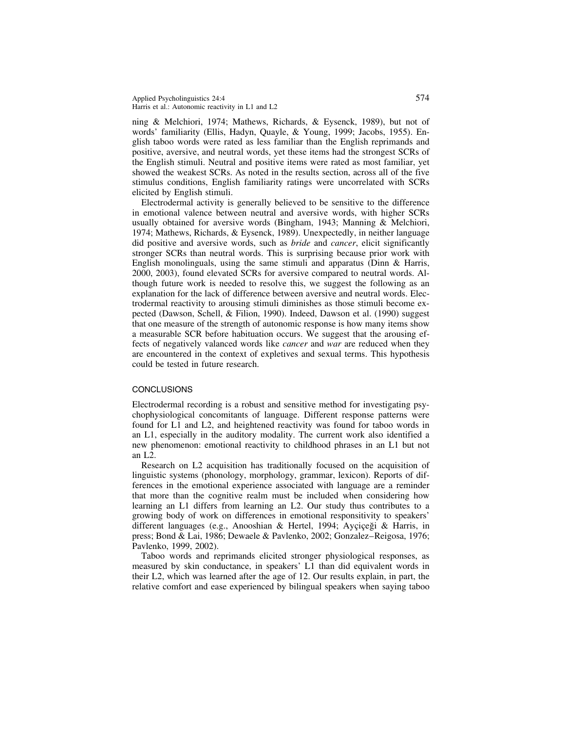ning & Melchiori, 1974; Mathews, Richards, & Eysenck, 1989), but not of words' familiarity (Ellis, Hadyn, Quayle, & Young, 1999; Jacobs, 1955). English taboo words were rated as less familiar than the English reprimands and positive, aversive, and neutral words, yet these items had the strongest SCRs of the English stimuli. Neutral and positive items were rated as most familiar, yet showed the weakest SCRs. As noted in the results section, across all of the five stimulus conditions, English familiarity ratings were uncorrelated with SCRs elicited by English stimuli.

Electrodermal activity is generally believed to be sensitive to the difference in emotional valence between neutral and aversive words, with higher SCRs usually obtained for aversive words (Bingham, 1943; Manning & Melchiori, 1974; Mathews, Richards, & Eysenck, 1989). Unexpectedly, in neither language did positive and aversive words, such as *bride* and *cancer*, elicit significantly stronger SCRs than neutral words. This is surprising because prior work with English monolinguals, using the same stimuli and apparatus (Dinn & Harris, 2000, 2003), found elevated SCRs for aversive compared to neutral words. Although future work is needed to resolve this, we suggest the following as an explanation for the lack of difference between aversive and neutral words. Electrodermal reactivity to arousing stimuli diminishes as those stimuli become expected (Dawson, Schell, & Filion, 1990). Indeed, Dawson et al. (1990) suggest that one measure of the strength of autonomic response is how many items show a measurable SCR before habituation occurs. We suggest that the arousing effects of negatively valanced words like *cancer* and *war* are reduced when they are encountered in the context of expletives and sexual terms. This hypothesis could be tested in future research.

## CONCLUSIONS

Electrodermal recording is a robust and sensitive method for investigating psychophysiological concomitants of language. Different response patterns were found for L1 and L2, and heightened reactivity was found for taboo words in an L1, especially in the auditory modality. The current work also identified a new phenomenon: emotional reactivity to childhood phrases in an L1 but not an L2.

Research on L2 acquisition has traditionally focused on the acquisition of linguistic systems (phonology, morphology, grammar, lexicon). Reports of differences in the emotional experience associated with language are a reminder that more than the cognitive realm must be included when considering how learning an L1 differs from learning an L2. Our study thus contributes to a growing body of work on differences in emotional responsitivity to speakers' different languages (e.g., Anooshian & Hertel, 1994; Ayçiçeği & Harris, in press; Bond & Lai, 1986; Dewaele & Pavlenko, 2002; Gonzalez–Reigosa, 1976; Pavlenko, 1999, 2002).

Taboo words and reprimands elicited stronger physiological responses, as measured by skin conductance, in speakers' L1 than did equivalent words in their L2, which was learned after the age of 12. Our results explain, in part, the relative comfort and ease experienced by bilingual speakers when saying taboo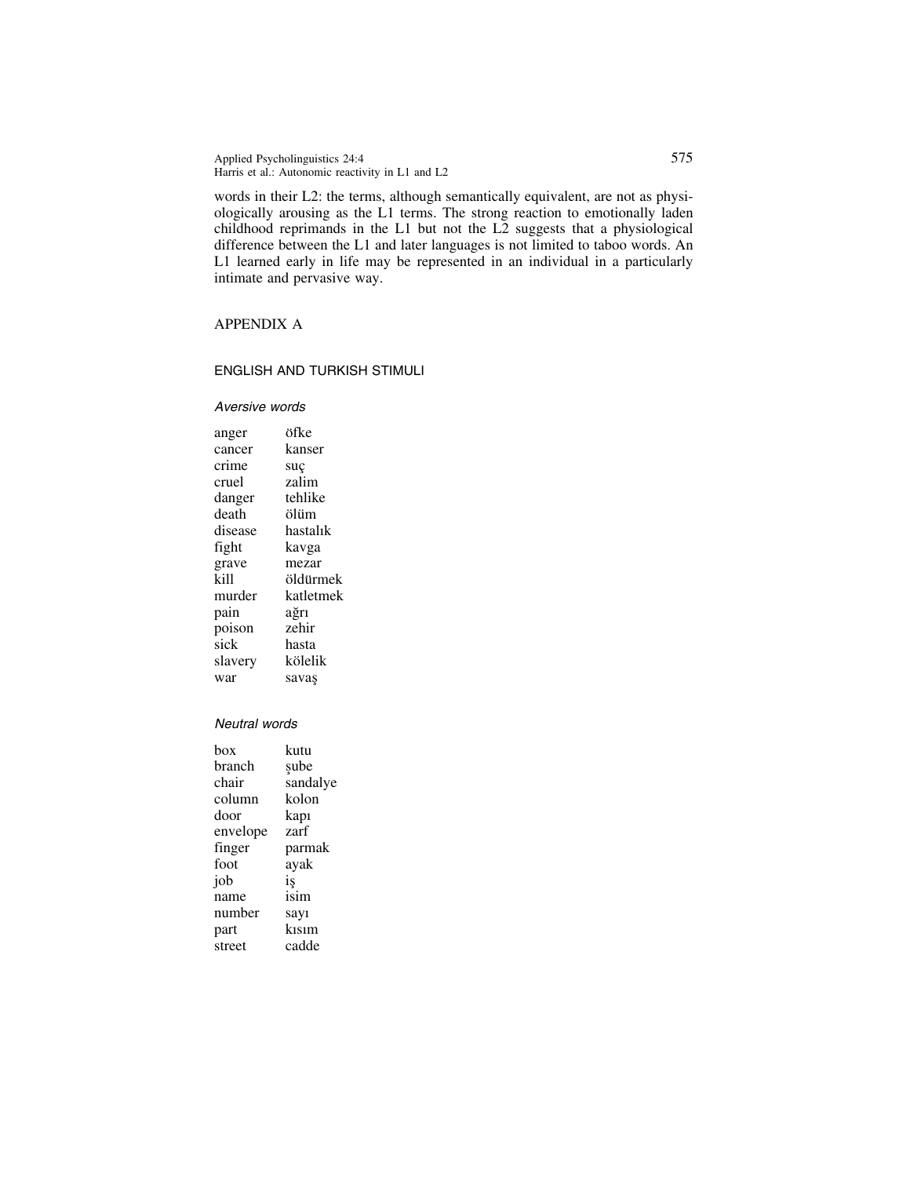words in their L2: the terms, although semantically equivalent, are not as physiologically arousing as the L1 terms. The strong reaction to emotionally laden childhood reprimands in the L1 but not the L2 suggests that a physiological difference between the L1 and later languages is not limited to taboo words. An L1 learned early in life may be represented in an individual in a particularly intimate and pervasive way.

## APPENDIX A

### ENGLISH AND TURKISH STIMULI

#### *Aversive words*

| | |
|---|---|
| anger | öfke |
| cancer | kanser |
| crime | suç |
| cruel | zalim |
| danger | tehlike |
| death | ölüm |
| disease | hastalık |
| fight | kavga |
| grave | mezar |
| kill | öldürmek |
| murder | katletmek |
| pain | ağrı |
| poison | zehir |
| sick | hasta |
| slavery | kölelik |
| war | savaş |

#### *Neutral words*

| | |
|---|---|
| box | kutu |
| branch | şube |
| chair | sandalye |
| column | kolon |
| door | kapı |
| envelope | zarf |
| finger | parmak |
| foot | ayak |
| job | iş |
| name | isim |
| number | sayı |
| part | kısım |
| street | cadde |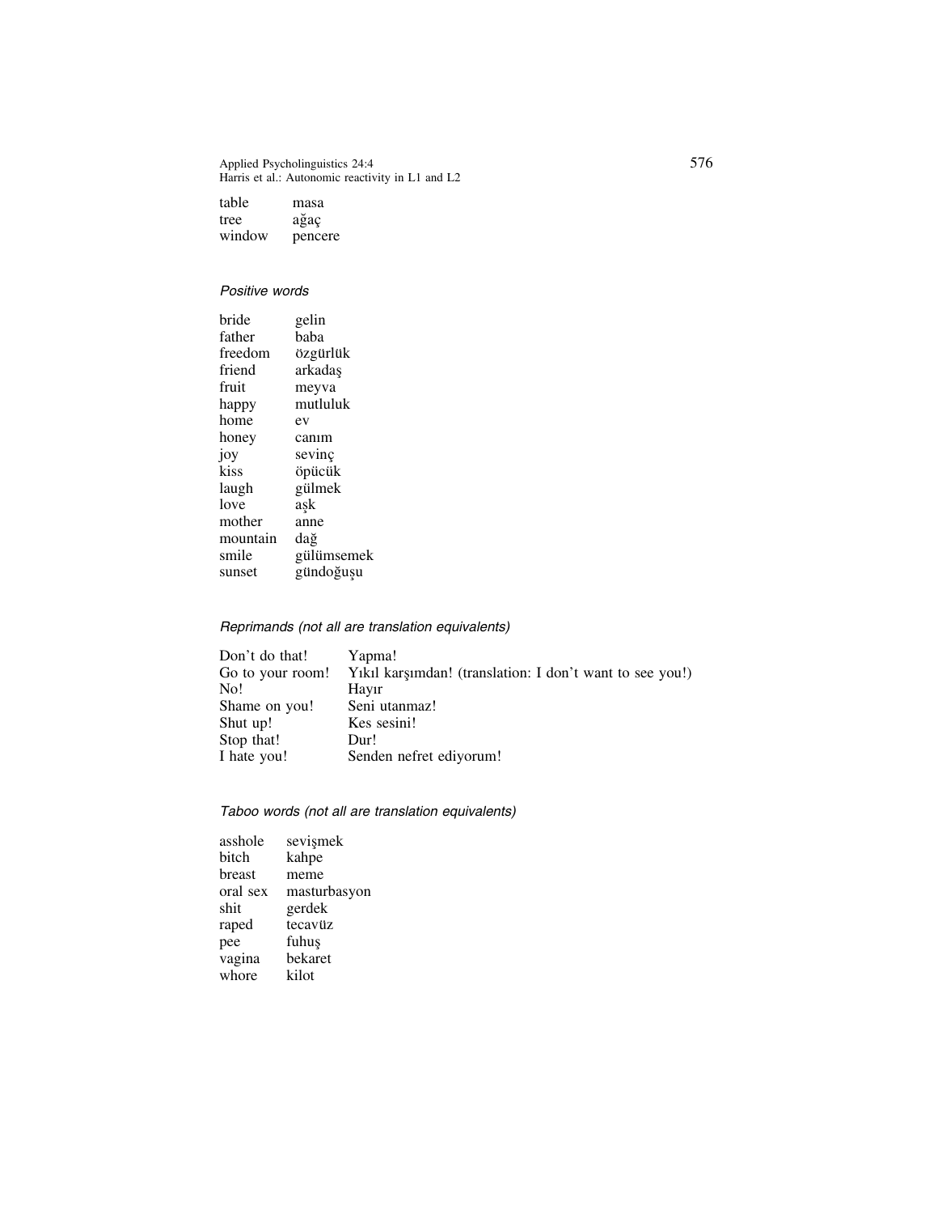| | |
|---|---|
| table | masa |
| tree | ağaç |
| window | pencere |

*Positive words*

| | |
|---|---|
| bride | gelin |
| father | baba |
| freedom | özgürlük |
| friend | arkadaş |
| fruit | meyva |
| happy | mutluluk |
| home | ev |
| honey | canım |
| joy | sevinç |
| kiss | öpücük |
| laugh | gülmek |
| love | aşk |
| mother | anne |
| mountain | dağ |
| smile | gülümsemek |
| sunset | gündoğuşu |

*Reprimands (not all are translation equivalents)*

| | |
|---|---|
| Don't do that! | Yapma! |
| Go to your room! | Yıkıl karşımdan! (translation: I don't want to see you!) |
| No! | Hayır |
| Shame on you! | Seni utanmaz! |
| Shut up! | Kes sesini! |
| Stop that! | Dur! |
| I hate you! | Senden nefret ediyorum! |

*Taboo words (not all are translation equivalents)*

| | |
|---|---|
| asshole | sevişmek |
| bitch | kahpe |
| breast | meme |
| oral sex | masturbasyon |
| shit | gerdek |
| raped | tecavüz |
| pee | fuhuş |
| vagina | bekaret |
| whore | kilot |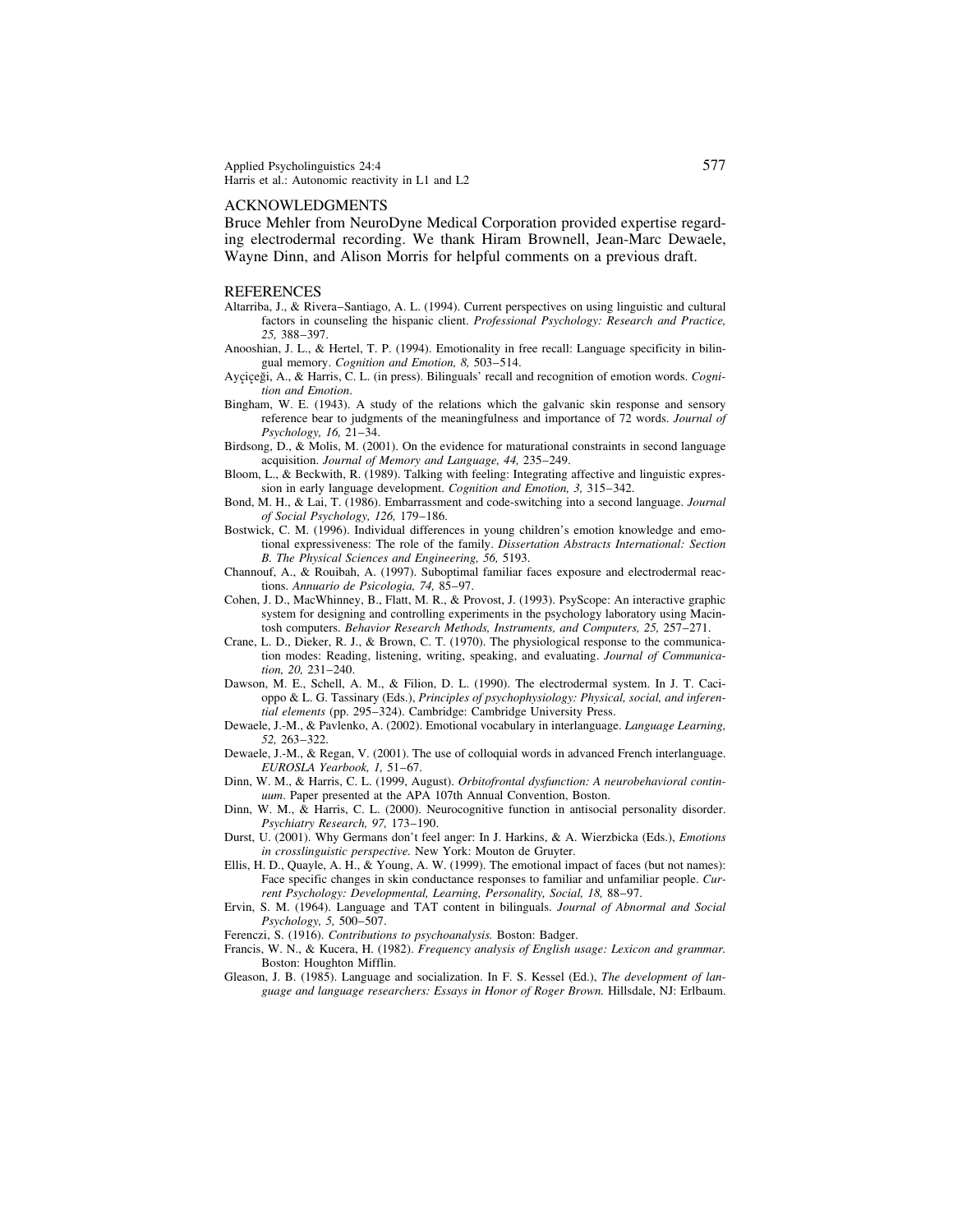## ACKNOWLEDGMENTS

Bruce Mehler from NeuroDyne Medical Corporation provided expertise regarding electrodermal recording. We thank Hiram Brownell, Jean-Marc Dewaele, Wayne Dinn, and Alison Morris for helpful comments on a previous draft.

## REFERENCES

Altarriba, J., & Rivera–Santiago, A. L. (1994). Current perspectives on using linguistic and cultural factors in counseling the hispanic client. *Professional Psychology: Research and Practice, 25,* 388–397.

Anooshian, J. L., & Hertel, T. P. (1994). Emotionality in free recall: Language specificity in bilingual memory. *Cognition and Emotion, 8,* 503–514.

Ayçiçeği, A., & Harris, C. L. (in press). Bilinguals' recall and recognition of emotion words. *Cognition and Emotion*.

Bingham, W. E. (1943). A study of the relations which the galvanic skin response and sensory reference bear to judgments of the meaningfulness and importance of 72 words. *Journal of Psychology, 16,* 21–34.

Birdsong, D., & Molis, M. (2001). On the evidence for maturational constraints in second language acquisition. *Journal of Memory and Language, 44,* 235–249.

Bloom, L., & Beckwith, R. (1989). Talking with feeling: Integrating affective and linguistic expression in early language development. *Cognition and Emotion, 3,* 315–342.

Bond, M. H., & Lai, T. (1986). Embarrassment and code-switching into a second language. *Journal of Social Psychology, 126,* 179–186.

Bostwick, C. M. (1996). Individual differences in young children's emotion knowledge and emotional expressiveness: The role of the family. *Dissertation Abstracts International: Section B. The Physical Sciences and Engineering, 56,* 5193.

Channouf, A., & Rouibah, A. (1997). Suboptimal familiar faces exposure and electrodermal reactions. *Annuario de Psicologia, 74,* 85–97.

Cohen, J. D., MacWhinney, B., Flatt, M. R., & Provost, J. (1993). PsyScope: An interactive graphic system for designing and controlling experiments in the psychology laboratory using Macintosh computers. *Behavior Research Methods, Instruments, and Computers, 25,* 257–271.

Crane, L. D., Dieker, R. J., & Brown, C. T. (1970). The physiological response to the communication modes: Reading, listening, writing, speaking, and evaluating. *Journal of Communication, 20,* 231–240.

Dawson, M. E., Schell, A. M., & Filion, D. L. (1990). The electrodermal system. In J. T. Cacioppo & L. G. Tassinary (Eds.), *Principles of psychophysiology: Physical, social, and inferential elements* (pp. 295–324). Cambridge: Cambridge University Press.

Dewaele, J.-M., & Pavlenko, A. (2002). Emotional vocabulary in interlanguage. *Language Learning, 52,* 263–322.

Dewaele, J.-M., & Regan, V. (2001). The use of colloquial words in advanced French interlanguage. *EUROSLA Yearbook, 1,* 51–67.

Dinn, W. M., & Harris, C. L. (1999, August). *Orbitofrontal dysfunction: A neurobehavioral continuum*. Paper presented at the APA 107th Annual Convention, Boston.

Dinn, W. M., & Harris, C. L. (2000). Neurocognitive function in antisocial personality disorder. *Psychiatry Research, 97,* 173–190.

Durst, U. (2001). Why Germans don't feel anger: In J. Harkins, & A. Wierzbicka (Eds.), *Emotions in crosslinguistic perspective.* New York: Mouton de Gruyter.

Ellis, H. D., Quayle, A. H., & Young, A. W. (1999). The emotional impact of faces (but not names): Face specific changes in skin conductance responses to familiar and unfamiliar people. *Current Psychology: Developmental, Learning, Personality, Social, 18,* 88–97.

Ervin, S. M. (1964). Language and TAT content in bilinguals. *Journal of Abnormal and Social Psychology, 5,* 500–507.

Ferenczi, S. (1916). *Contributions to psychoanalysis.* Boston: Badger.

Francis, W. N., & Kucera, H. (1982). *Frequency analysis of English usage: Lexicon and grammar.* Boston: Houghton Mifflin.

Gleason, J. B. (1985). Language and socialization. In F. S. Kessel (Ed.), *The development of language and language researchers: Essays in Honor of Roger Brown.* Hillsdale, NJ: Erlbaum.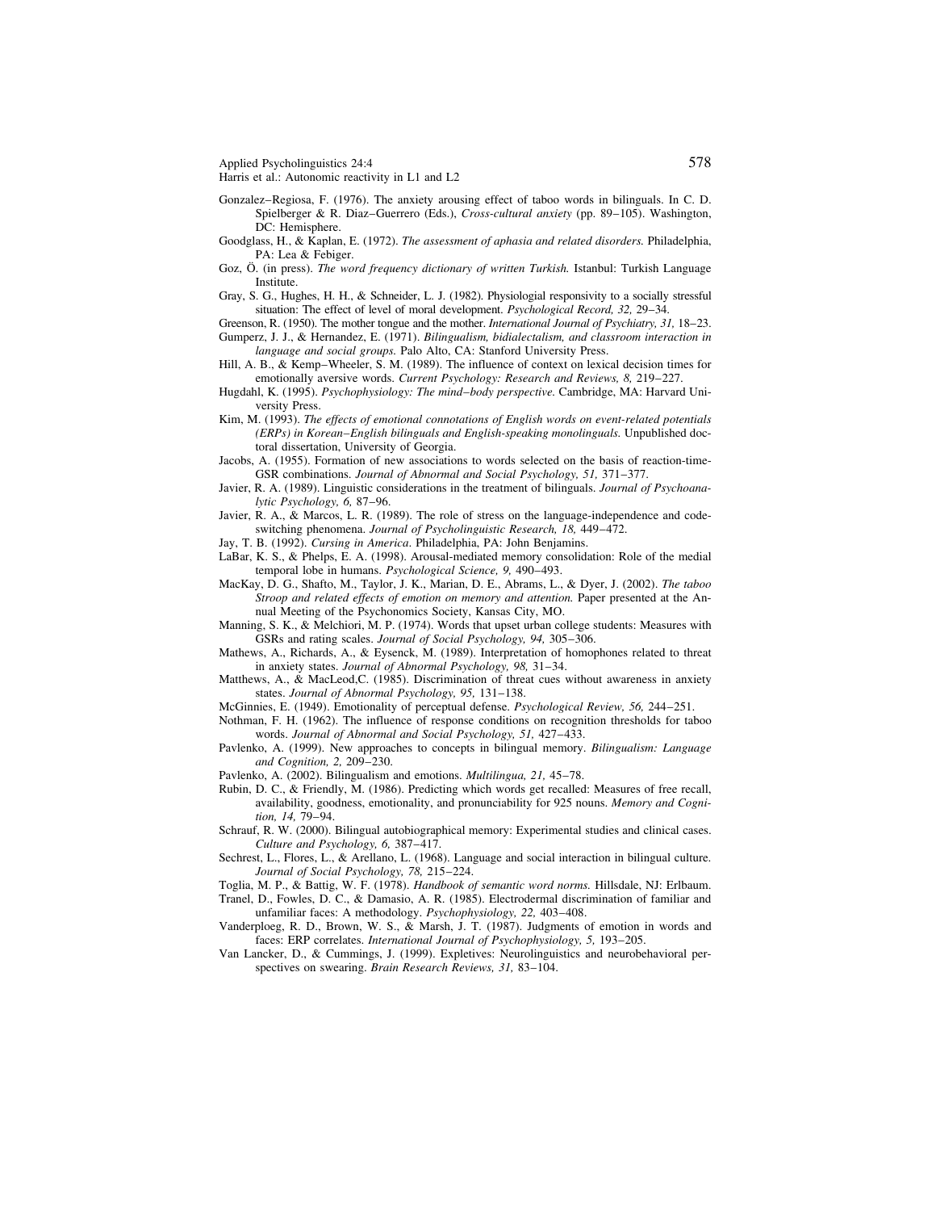Gonzalez–Regiosa, F. (1976). The anxiety arousing effect of taboo words in bilinguals. In C. D. Spielberger & R. Diaz–Guerrero (Eds.), *Cross-cultural anxiety* (pp. 89–105). Washington, DC: Hemisphere.

Goodglass, H., & Kaplan, E. (1972). *The assessment of aphasia and related disorders.* Philadelphia, PA: Lea & Febiger.

Goz, Ö. (in press). *The word frequency dictionary of written Turkish.* Istanbul: Turkish Language Institute.

Gray, S. G., Hughes, H. H., & Schneider, L. J. (1982). Physiologial responsivity to a socially stressful situation: The effect of level of moral development. *Psychological Record, 32,* 29–34.

Greenson, R. (1950). The mother tongue and the mother. *International Journal of Psychiatry, 31,* 18–23.

Gumperz, J. J., & Hernandez, E. (1971). *Bilingualism, bidialectalism, and classroom interaction in language and social groups.* Palo Alto, CA: Stanford University Press.

Hill, A. B., & Kemp–Wheeler, S. M. (1989). The influence of context on lexical decision times for emotionally aversive words. *Current Psychology: Research and Reviews, 8,* 219–227.

Hugdahl, K. (1995). *Psychophysiology: The mind–body perspective.* Cambridge, MA: Harvard University Press.

Kim, M. (1993). *The effects of emotional connotations of English words on event-related potentials (ERPs) in Korean–English bilinguals and English-speaking monolinguals.* Unpublished doctoral dissertation, University of Georgia.

Jacobs, A. (1955). Formation of new associations to words selected on the basis of reaction-time-GSR combinations. *Journal of Abnormal and Social Psychology, 51,* 371–377.

Javier, R. A. (1989). Linguistic considerations in the treatment of bilinguals. *Journal of Psychoanalytic Psychology, 6,* 87–96.

Javier, R. A., & Marcos, L. R. (1989). The role of stress on the language-independence and code-switching phenomena. *Journal of Psycholinguistic Research, 18,* 449–472.

Jay, T. B. (1992). *Cursing in America*. Philadelphia, PA: John Benjamins.

LaBar, K. S., & Phelps, E. A. (1998). Arousal-mediated memory consolidation: Role of the medial temporal lobe in humans. *Psychological Science, 9,* 490–493.

MacKay, D. G., Shafto, M., Taylor, J. K., Marian, D. E., Abrams, L., & Dyer, J. (2002). *The taboo Stroop and related effects of emotion on memory and attention.* Paper presented at the Annual Meeting of the Psychonomics Society, Kansas City, MO.

Manning, S. K., & Melchiori, M. P. (1974). Words that upset urban college students: Measures with GSRs and rating scales. *Journal of Social Psychology, 94,* 305–306.

Mathews, A., Richards, A., & Eysenck, M. (1989). Interpretation of homophones related to threat in anxiety states. *Journal of Abnormal Psychology, 98,* 31–34.

Matthews, A., & MacLeod,C. (1985). Discrimination of threat cues without awareness in anxiety states. *Journal of Abnormal Psychology, 95,* 131–138.

McGinnies, E. (1949). Emotionality of perceptual defense. *Psychological Review, 56,* 244–251.

Nothman, F. H. (1962). The influence of response conditions on recognition thresholds for taboo words. *Journal of Abnormal and Social Psychology, 51,* 427–433.

Pavlenko, A. (1999). New approaches to concepts in bilingual memory. *Bilingualism: Language and Cognition, 2,* 209–230.

Pavlenko, A. (2002). Bilingualism and emotions. *Multilingua, 21,* 45–78.

Rubin, D. C., & Friendly, M. (1986). Predicting which words get recalled: Measures of free recall, availability, goodness, emotionality, and pronunciability for 925 nouns. *Memory and Cognition, 14,* 79–94.

Schrauf, R. W. (2000). Bilingual autobiographical memory: Experimental studies and clinical cases. *Culture and Psychology, 6,* 387–417.

Sechrest, L., Flores, L., & Arellano, L. (1968). Language and social interaction in bilingual culture. *Journal of Social Psychology, 78,* 215–224.

Toglia, M. P., & Battig, W. F. (1978). *Handbook of semantic word norms.* Hillsdale, NJ: Erlbaum.

Tranel, D., Fowles, D. C., & Damasio, A. R. (1985). Electrodermal discrimination of familiar and unfamiliar faces: A methodology. *Psychophysiology, 22,* 403–408.

Vanderploeg, R. D., Brown, W. S., & Marsh, J. T. (1987). Judgments of emotion in words and faces: ERP correlates. *International Journal of Psychophysiology, 5,* 193–205.

Van Lancker, D., & Cummings, J. (1999). Expletives: Neurolinguistics and neurobehavioral perspectives on swearing. *Brain Research Reviews, 31,* 83–104.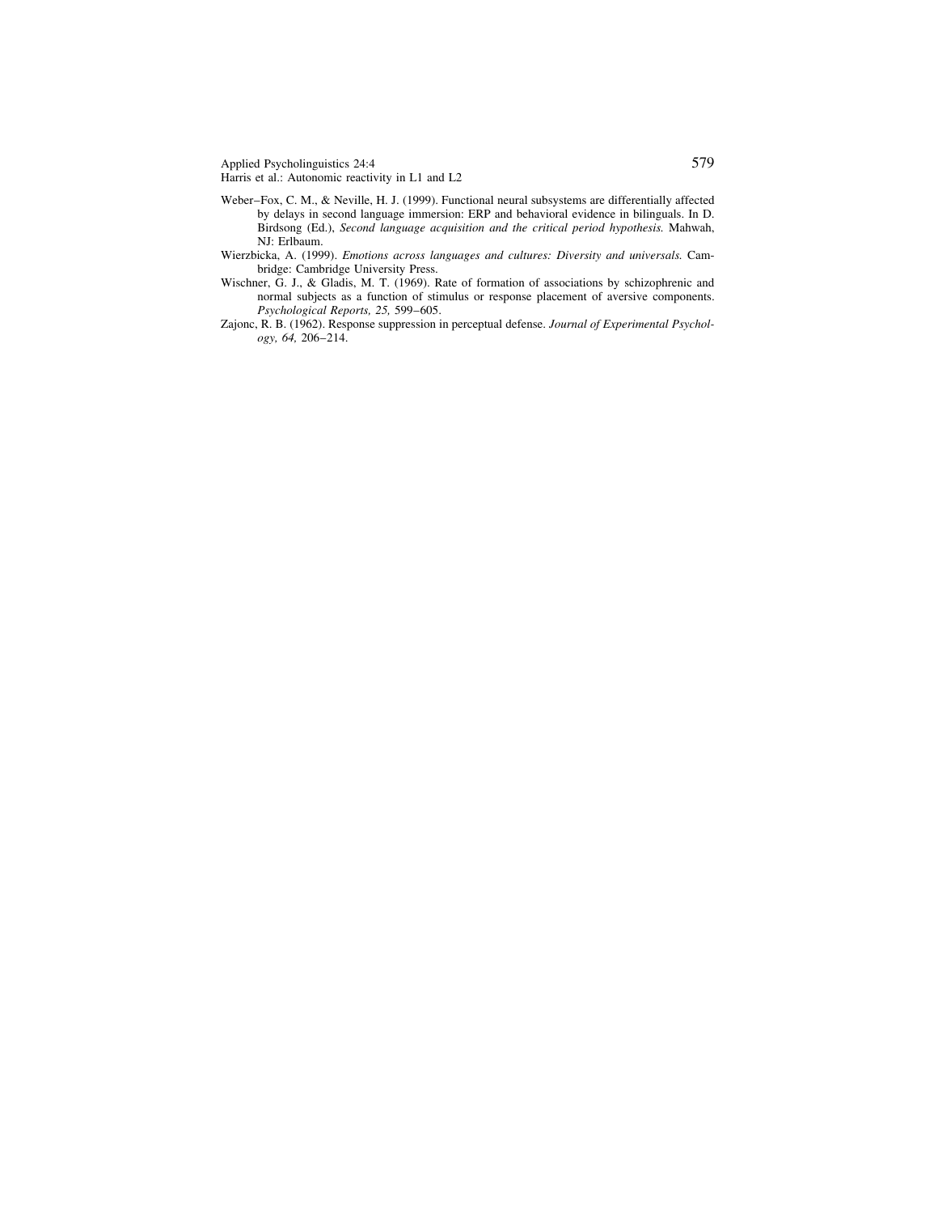Weber–Fox, C. M., & Neville, H. J. (1999). Functional neural subsystems are differentially affected by delays in second language immersion: ERP and behavioral evidence in bilinguals. In D. Birdsong (Ed.), *Second language acquisition and the critical period hypothesis.* Mahwah, NJ: Erlbaum.

Wierzbicka, A. (1999). *Emotions across languages and cultures: Diversity and universals.* Cambridge: Cambridge University Press.

Wischner, G. J., & Gladis, M. T. (1969). Rate of formation of associations by schizophrenic and normal subjects as a function of stimulus or response placement of aversive components. *Psychological Reports, 25,* 599–605.

Zajonc, R. B. (1962). Response suppression in perceptual defense. *Journal of Experimental Psychology, 64,* 206–214.